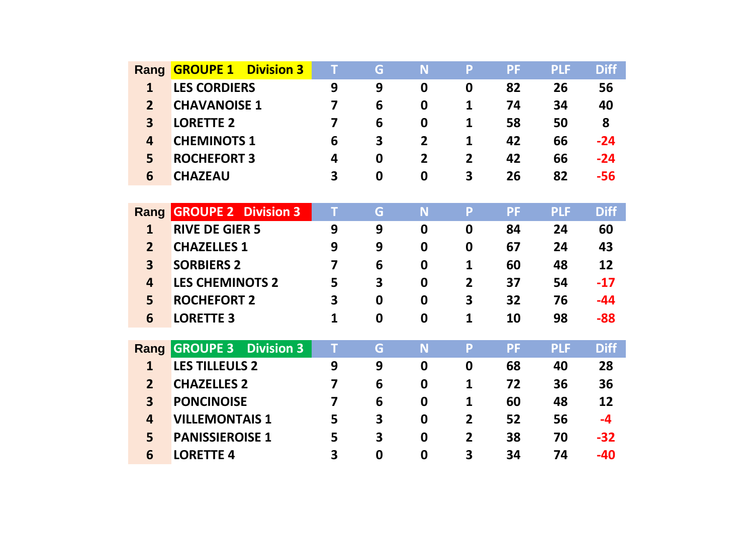| Rang | GROUPE 1 Division 3 | T | G | N | P | PF | PLF | Diff |
|---|---|---|---|---|---|---|---|---|
| 1 | LES CORDIERS | 9 | 9 | 0 | 0 | 82 | 26 | 56 |
| 2 | CHAVANOISE 1 | 7 | 6 | 0 | 1 | 74 | 34 | 40 |
| 3 | LORETTE 2 | 7 | 6 | 0 | 1 | 58 | 50 | 8 |
| 4 | CHEMINOTS 1 | 6 | 3 | 2 | 1 | 42 | 66 | -24 |
| 5 | ROCHEFORT 3 | 4 | 0 | 2 | 2 | 42 | 66 | -24 |
| 6 | CHAZEAU | 3 | 0 | 0 | 3 | 26 | 82 | -56 |

| Rang | GROUPE 2 Division 3 | T | G | N | P | PF | PLF | Diff |
|---|---|---|---|---|---|---|---|---|
| 1 | RIVE DE GIER 5 | 9 | 9 | 0 | 0 | 84 | 24 | 60 |
| 2 | CHAZELLES 1 | 9 | 9 | 0 | 0 | 67 | 24 | 43 |
| 3 | SORBIERS 2 | 7 | 6 | 0 | 1 | 60 | 48 | 12 |
| 4 | LES CHEMINOTS 2 | 5 | 3 | 0 | 2 | 37 | 54 | -17 |
| 5 | ROCHEFORT 2 | 3 | 0 | 0 | 3 | 32 | 76 | -44 |
| 6 | LORETTE 3 | 1 | 0 | 0 | 1 | 10 | 98 | -88 |

| Rang | GROUPE 3 Division 3 | T | G | N | P | PF | PLF | Diff |
|---|---|---|---|---|---|---|---|---|
| 1 | LES TILLEULS 2 | 9 | 9 | 0 | 0 | 68 | 40 | 28 |
| 2 | CHAZELLES 2 | 7 | 6 | 0 | 1 | 72 | 36 | 36 |
| 3 | PONCINOISE | 7 | 6 | 0 | 1 | 60 | 48 | 12 |
| 4 | VILLEMONTAIS 1 | 5 | 3 | 0 | 2 | 52 | 56 | -4 |
| 5 | PANISSIEROISE 1 | 5 | 3 | 0 | 2 | 38 | 70 | -32 |
| 6 | LORETTE 4 | 3 | 0 | 0 | 3 | 34 | 74 | -40 |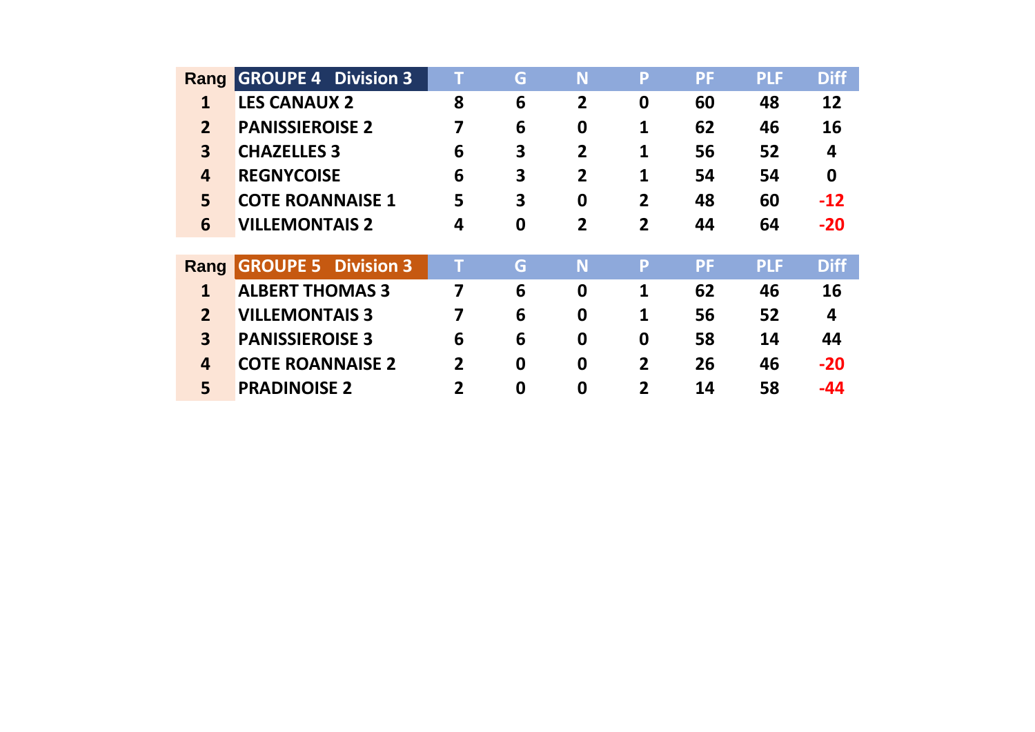| Rang | GROUPE 4 Division 3 | T | G | N | P | PF | PLF | Diff |
|---|---|---|---|---|---|---|---|---|
| 1 | LES CANAUX 2 | 8 | 6 | 2 | 0 | 60 | 48 | 12 |
| 2 | PANISSIEROISE 2 | 7 | 6 | 0 | 1 | 62 | 46 | 16 |
| 3 | CHAZELLES 3 | 6 | 3 | 2 | 1 | 56 | 52 | 4 |
| 4 | REGNYCOISE | 6 | 3 | 2 | 1 | 54 | 54 | 0 |
| 5 | COTE ROANNAISE 1 | 5 | 3 | 0 | 2 | 48 | 60 | -12 |
| 6 | VILLEMONTAIS 2 | 4 | 0 | 2 | 2 | 44 | 64 | -20 |

| Rang | GROUPE 5 Division 3 | T | G | N | P | PF | PLF | Diff |
|---|---|---|---|---|---|---|---|---|
| 1 | ALBERT THOMAS 3 | 7 | 6 | 0 | 1 | 62 | 46 | 16 |
| 2 | VILLEMONTAIS 3 | 7 | 6 | 0 | 1 | 56 | 52 | 4 |
| 3 | PANISSIEROISE 3 | 6 | 6 | 0 | 0 | 58 | 14 | 44 |
| 4 | COTE ROANNAISE 2 | 2 | 0 | 0 | 2 | 26 | 46 | -20 |
| 5 | PRADINOISE 2 | 2 | 0 | 0 | 2 | 14 | 58 | -44 |